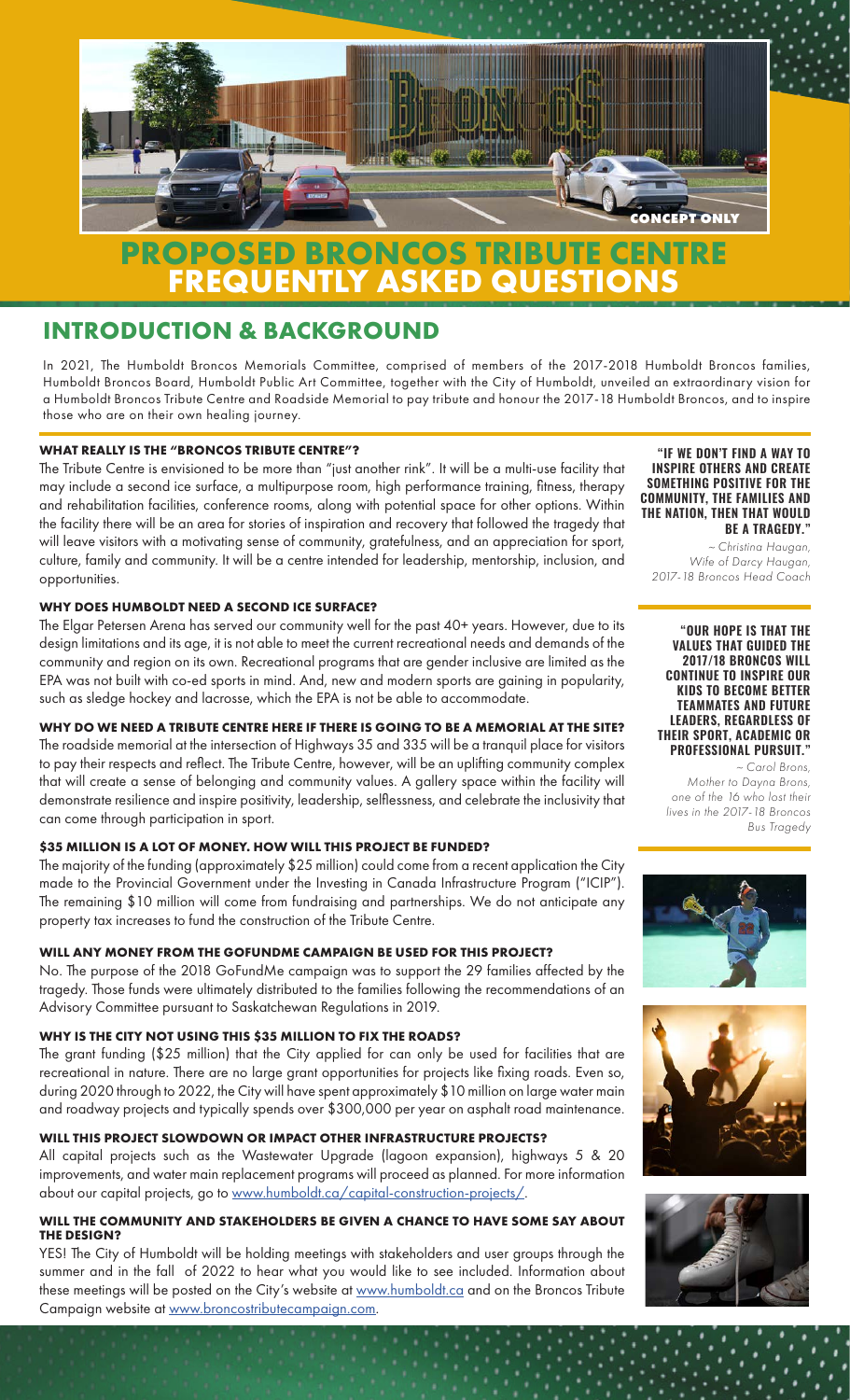CONCEPT ONLY

# PROPOSED BRONCOS TRIBUTE CENTRE FREQUENTLY ASKED QUESTIONS

## INTRODUCTION & BACKGROUND

In 2021, The Humboldt Broncos Memorials Committee, comprised of members of the 2017-2018 Humboldt Broncos families, Humboldt Broncos Board, Humboldt Public Art Committee, together with the City of Humboldt, unveiled an extraordinary vision for a Humboldt Broncos Tribute Centre and Roadside Memorial to pay tribute and honour the 2017-18 Humboldt Broncos, and to inspire those who are on their own healing journey.

### WHAT REALLY IS THE "BRONCOS TRIBUTE CENTRE"?

The Tribute Centre is envisioned to be more than "just another rink". It will be a multi-use facility that may include a second ice surface, a multipurpose room, high performance training, fitness, therapy and rehabilitation facilities, conference rooms, along with potential space for other options. Within the facility there will be an area for stories of inspiration and recovery that followed the tragedy that will leave visitors with a motivating sense of community, gratefulness, and an appreciation for sport, culture, family and community. It will be a centre intended for leadership, mentorship, inclusion, and opportunities.

### WHY DOES HUMBOLDT NEED A SECOND ICE SURFACE?

The Elgar Petersen Arena has served our community well for the past 40+ years. However, due to its design limitations and its age, it is not able to meet the current recreational needs and demands of the community and region on its own. Recreational programs that are gender inclusive are limited as the EPA was not built with co-ed sports in mind. And, new and modern sports are gaining in popularity, such as sledge hockey and lacrosse, which the EPA is not be able to accommodate.

### WHY DO WE NEED A TRIBUTE CENTRE HERE IF THERE IS GOING TO BE A MEMORIAL AT THE SITE?

The roadside memorial at the intersection of Highways 35 and 335 will be a tranquil place for visitors to pay their respects and reflect. The Tribute Centre, however, will be an uplifting community complex that will create a sense of belonging and community values. A gallery space within the facility will demonstrate resilience and inspire positivity, leadership, selflessness, and celebrate the inclusivity that can come through participation in sport.

### $35 MILLION IS A LOT OF MONEY. HOW WILL THIS PROJECT BE FUNDED?

The majority of the funding (approximately $25 million) could come from a recent application the City made to the Provincial Government under the Investing in Canada Infrastructure Program ("ICIP"). The remaining $10 million will come from fundraising and partnerships. We do not anticipate any property tax increases to fund the construction of the Tribute Centre.

### WILL ANY MONEY FROM THE GOFUNDME CAMPAIGN BE USED FOR THIS PROJECT?

No. The purpose of the 2018 GoFundMe campaign was to support the 29 families affected by the tragedy. Those funds were ultimately distributed to the families following the recommendations of an Advisory Committee pursuant to Saskatchewan Regulations in 2019.

### WHY IS THE CITY NOT USING THIS $35 MILLION TO FIX THE ROADS?

The grant funding ($25 million) that the City applied for can only be used for facilities that are recreational in nature. There are no large grant opportunities for projects like fixing roads. Even so, during 2020 through to 2022, the City will have spent approximately $10 million on large water main and roadway projects and typically spends over $300,000 per year on asphalt road maintenance.

### WILL THIS PROJECT SLOWDOWN OR IMPACT OTHER INFRASTRUCTURE PROJECTS?

All capital projects such as the Wastewater Upgrade (lagoon expansion), highways 5 & 20 improvements, and water main replacement programs will proceed as planned. For more information about our capital projects, go to www.humboldt.ca/capital-construction-projects/.

### WILL THE COMMUNITY AND STAKEHOLDERS BE GIVEN A CHANCE TO HAVE SOME SAY ABOUT THE DESIGN?

YES! The City of Humboldt will be holding meetings with stakeholders and user groups through the summer and in the fall of 2022 to hear what you would like to see included. Information about these meetings will be posted on the City's website at www.humboldt.ca and on the Broncos Tribute Campaign website at www.broncostributecampaign.com.

**"IF WE DON'T FIND A WAY TO INSPIRE OTHERS AND CREATE SOMETHING POSITIVE FOR THE COMMUNITY, THE FAMILIES AND THE NATION, THEN THAT WOULD BE A TRAGEDY."**

*~ Christina Haugan, Wife of Darcy Haugan, 2017-18 Broncos Head Coach*

**"OUR HOPE IS THAT THE VALUES THAT GUIDED THE 2017/18 BRONCOS WILL CONTINUE TO INSPIRE OUR KIDS TO BECOME BETTER TEAMMATES AND FUTURE LEADERS, REGARDLESS OF THEIR SPORT, ACADEMIC OR PROFESSIONAL PURSUIT."**

*~ Carol Brons, Mother to Dayna Brons, one of the 16 who lost their lives in the 2017-18 Broncos Bus Tragedy*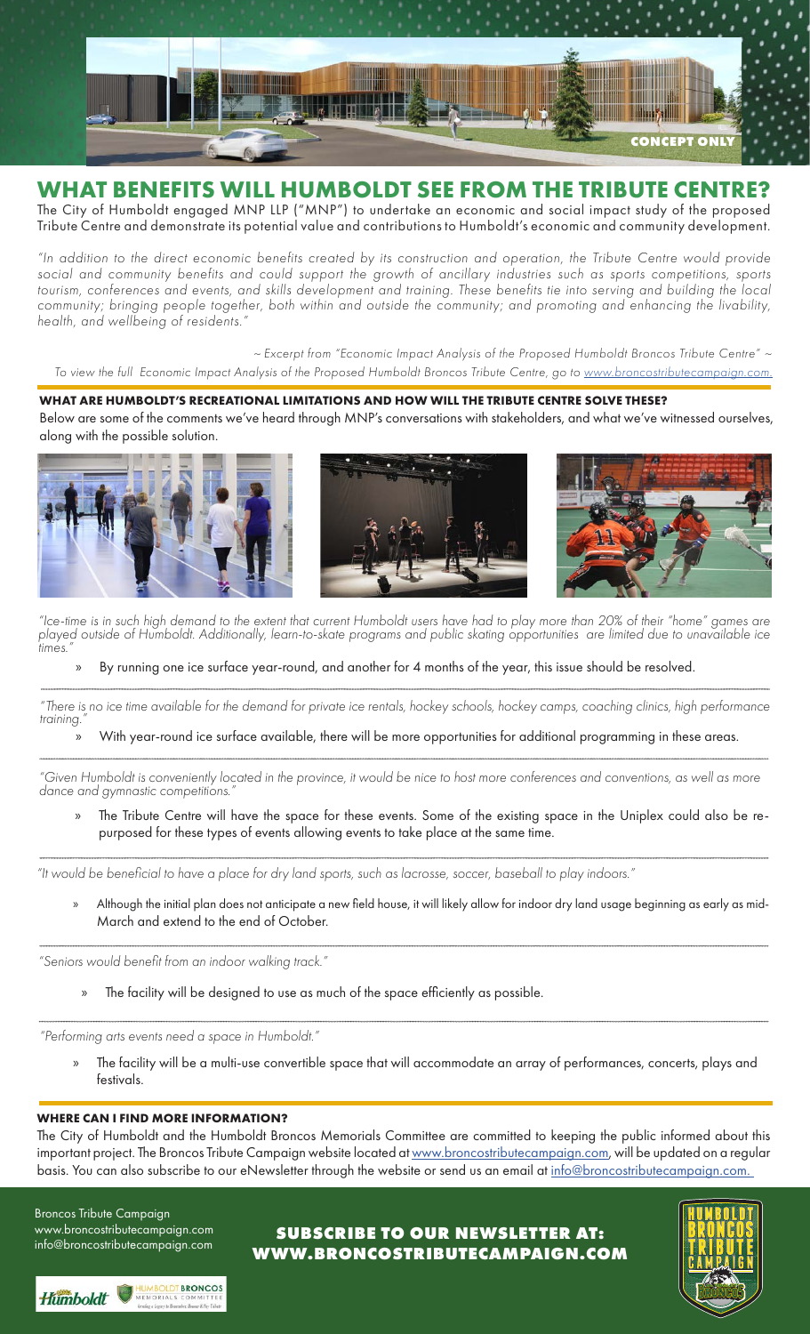CONCEPT ONLY

## WHAT BENEFITS WILL HUMBOLDT SEE FROM THE TRIBUTE CENTRE?

The City of Humboldt engaged MNP LLP ("MNP") to undertake an economic and social impact study of the proposed Tribute Centre and demonstrate its potential value and contributions to Humboldt's economic and community development.

*"In addition to the direct economic benefits created by its construction and operation, the Tribute Centre would provide social and community benefits and could support the growth of ancillary industries such as sports competitions, sports tourism, conferences and events, and skills development and training. These benefits tie into serving and building the local community; bringing people together, both within and outside the community; and promoting and enhancing the livability, health, and wellbeing of residents."*

*~ Excerpt from "Economic Impact Analysis of the Proposed Humboldt Broncos Tribute Centre" ~*

*To view the full Economic Impact Analysis of the Proposed Humboldt Broncos Tribute Centre, go to www.broncostributecampaign.com.*

### WHAT ARE HUMBOLDT'S RECREATIONAL LIMITATIONS AND HOW WILL THE TRIBUTE CENTRE SOLVE THESE?

Below are some of the comments we've heard through MNP's conversations with stakeholders, and what we've witnessed ourselves, along with the possible solution.

*"Ice-time is in such high demand to the extent that current Humboldt users have had to play more than 20% of their "home" games are played outside of Humboldt. Additionally, learn-to-skate programs and public skating opportunities are limited due to unavailable ice times."*

» By running one ice surface year-round, and another for 4 months of the year, this issue should be resolved.

---

*"There is no ice time available for the demand for private ice rentals, hockey schools, hockey camps, coaching clinics, high performance training."*

» With year-round ice surface available, there will be more opportunities for additional programming in these areas.

---

*"Given Humboldt is conveniently located in the province, it would be nice to host more conferences and conventions, as well as more dance and gymnastic competitions."*

» The Tribute Centre will have the space for these events. Some of the existing space in the Uniplex could also be re-purposed for these types of events allowing events to take place at the same time.

---

*"It would be beneficial to have a place for dry land sports, such as lacrosse, soccer, baseball to play indoors."*

» Although the initial plan does not anticipate a new field house, it will likely allow for indoor dry land usage beginning as early as mid-March and extend to the end of October.

---

*"Seniors would benefit from an indoor walking track."*

» The facility will be designed to use as much of the space efficiently as possible.

---

*"Performing arts events need a space in Humboldt."*

» The facility will be a multi-use convertible space that will accommodate an array of performances, concerts, plays and festivals.

### WHERE CAN I FIND MORE INFORMATION?

The City of Humboldt and the Humboldt Broncos Memorials Committee are committed to keeping the public informed about this important project. The Broncos Tribute Campaign website located at www.broncostributecampaign.com, will be updated on a regular basis. You can also subscribe to our eNewsletter through the website or send us an email at info@broncostributecampaign.com.

Broncos Tribute Campaign
www.broncostributecampaign.com
info@broncostributecampaign.com

**SUBSCRIBE TO OUR NEWSLETTER AT: WWW.BRONCOSTRIBUTECAMPAIGN.COM**

Humboldt | HUMBOLDT BRONCOS MEMORIALS COMMITTEE

HUMBOLDT BRONCOS TRIBUTE CAMPAIGN